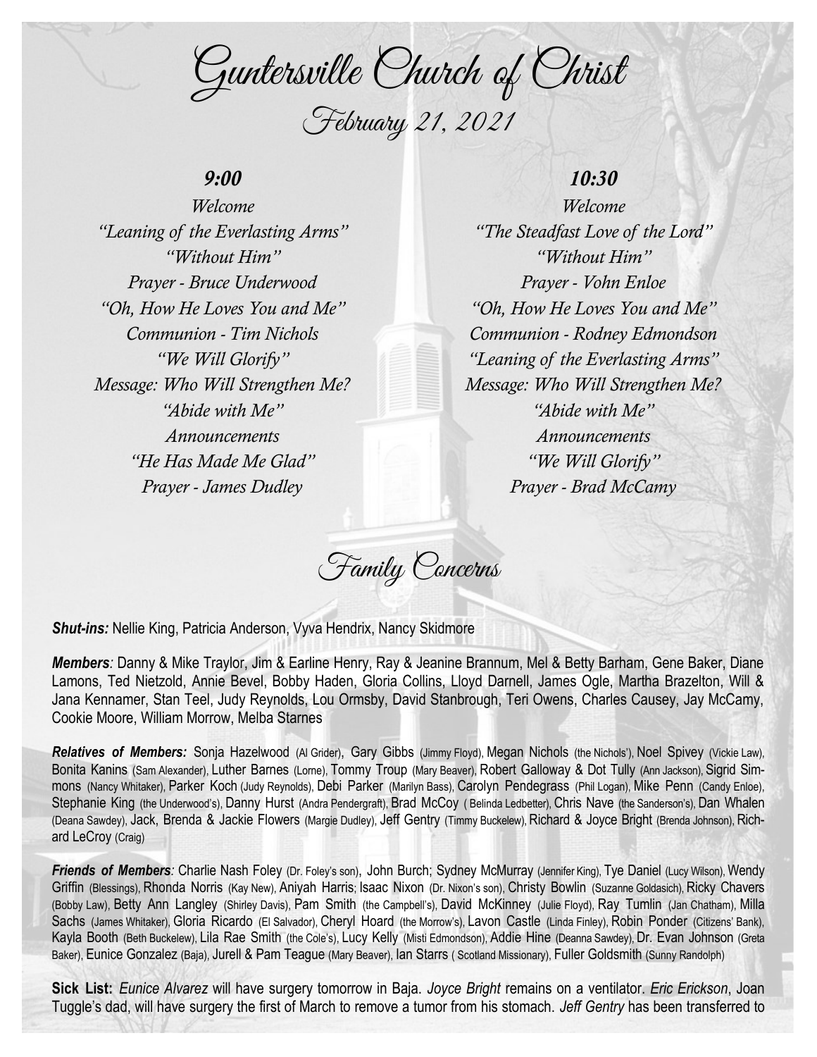# Guntersville Church of Christ

## February 21, 2021

### *9:00*

*Welcome*
*"Leaning of the Everlasting Arms"*
*"Without Him"*
*Prayer - Bruce Underwood*
*"Oh, How He Loves You and Me"*
*Communion - Tim Nichols*
*"We Will Glorify"*
*Message: Who Will Strengthen Me?*
*"Abide with Me"*
*Announcements*
*"He Has Made Me Glad"*
*Prayer - James Dudley*

### *10:30*

*Welcome*
*"The Steadfast Love of the Lord"*
*"Without Him"*
*Prayer - Vohn Enloe*
*"Oh, How He Loves You and Me"*
*Communion - Rodney Edmondson*
*"Leaning of the Everlasting Arms"*
*Message: Who Will Strengthen Me?*
*"Abide with Me"*
*Announcements*
*"We Will Glorify"*
*Prayer - Brad McCamy*

## Family Concerns

***Shut-ins:*** Nellie King, Patricia Anderson, Vyva Hendrix, Nancy Skidmore

***Members***: Danny & Mike Traylor, Jim & Earline Henry, Ray & Jeanine Brannum, Mel & Betty Barham, Gene Baker, Diane Lamons, Ted Nietzold, Annie Bevel, Bobby Haden, Gloria Collins, Lloyd Darnell, James Ogle, Martha Brazelton, Will & Jana Kennamer, Stan Teel, Judy Reynolds, Lou Ormsby, David Stanbrough, Teri Owens, Charles Causey, Jay McCamy, Cookie Moore, William Morrow, Melba Starnes

***Relatives of Members:*** Sonja Hazelwood (Al Grider), Gary Gibbs (Jimmy Floyd), Megan Nichols (the Nichols'), Noel Spivey (Vickie Law), Bonita Kanins (Sam Alexander), Luther Barnes (Lorne), Tommy Troup (Mary Beaver), Robert Galloway & Dot Tully (Ann Jackson), Sigrid Simmons (Nancy Whitaker), Parker Koch (Judy Reynolds), Debi Parker (Marilyn Bass), Carolyn Pendegrass (Phil Logan), Mike Penn (Candy Enloe), Stephanie King (the Underwood's), Danny Hurst (Andra Pendergraft), Brad McCoy ( Belinda Ledbetter), Chris Nave (the Sanderson's), Dan Whalen (Deana Sawdey), Jack, Brenda & Jackie Flowers (Margie Dudley), Jeff Gentry (Timmy Buckelew), Richard & Joyce Bright (Brenda Johnson), Richard LeCroy (Craig)

***Friends of Members***: Charlie Nash Foley (Dr. Foley's son), John Burch; Sydney McMurray (Jennifer King), Tye Daniel (Lucy Wilson), Wendy Griffin (Blessings), Rhonda Norris (Kay New), Aniyah Harris; Isaac Nixon (Dr. Nixon's son), Christy Bowlin (Suzanne Goldasich), Ricky Chavers (Bobby Law), Betty Ann Langley (Shirley Davis), Pam Smith (the Campbell's), David McKinney (Julie Floyd), Ray Tumlin (Jan Chatham), Milla Sachs (James Whitaker), Gloria Ricardo (El Salvador), Cheryl Hoard (the Morrow's), Lavon Castle (Linda Finley), Robin Ponder (Citizens' Bank), Kayla Booth (Beth Buckelew), Lila Rae Smith (the Cole's), Lucy Kelly (Misti Edmondson), Addie Hine (Deanna Sawdey), Dr. Evan Johnson (Greta Baker), Eunice Gonzalez (Baja), Jurell & Pam Teague (Mary Beaver), Ian Starrs ( Scotland Missionary), Fuller Goldsmith (Sunny Randolph)

**Sick List:** *Eunice Alvarez* will have surgery tomorrow in Baja. *Joyce Bright* remains on a ventilator. *Eric Erickson*, Joan Tuggle's dad, will have surgery the first of March to remove a tumor from his stomach. *Jeff Gentry* has been transferred to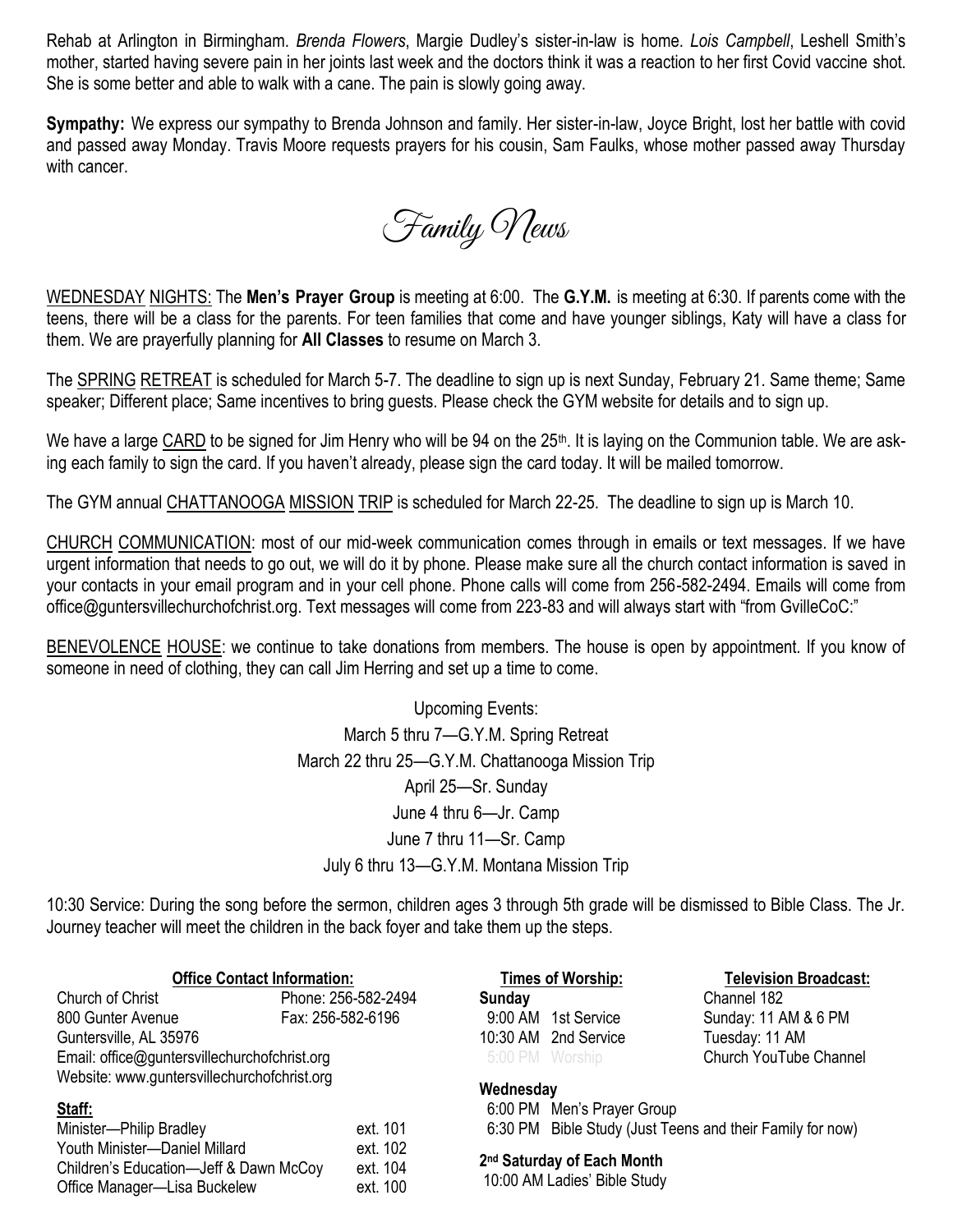Rehab at Arlington in Birmingham. *Brenda Flowers*, Margie Dudley's sister-in-law is home. *Lois Campbell*, Leshell Smith's mother, started having severe pain in her joints last week and the doctors think it was a reaction to her first Covid vaccine shot. She is some better and able to walk with a cane. The pain is slowly going away.

**Sympathy:** We express our sympathy to Brenda Johnson and family. Her sister-in-law, Joyce Bright, lost her battle with covid and passed away Monday. Travis Moore requests prayers for his cousin, Sam Faulks, whose mother passed away Thursday with cancer.

## Family News

WEDNESDAY NIGHTS: The **Men's Prayer Group** is meeting at 6:00. The **G.Y.M.** is meeting at 6:30. If parents come with the teens, there will be a class for the parents. For teen families that come and have younger siblings, Katy will have a class for them. We are prayerfully planning for **All Classes** to resume on March 3.

The SPRING RETREAT is scheduled for March 5-7. The deadline to sign up is next Sunday, February 21. Same theme; Same speaker; Different place; Same incentives to bring guests. Please check the GYM website for details and to sign up.

We have a large CARD to be signed for Jim Henry who will be 94 on the 25th. It is laying on the Communion table. We are asking each family to sign the card. If you haven't already, please sign the card today. It will be mailed tomorrow.

The GYM annual CHATTANOOGA MISSION TRIP is scheduled for March 22-25. The deadline to sign up is March 10.

CHURCH COMMUNICATION: most of our mid-week communication comes through in emails or text messages. If we have urgent information that needs to go out, we will do it by phone. Please make sure all the church contact information is saved in your contacts in your email program and in your cell phone. Phone calls will come from 256-582-2494. Emails will come from office@guntersvillechurchofchrist.org. Text messages will come from 223-83 and will always start with "from GvilleCoC:"

BENEVOLENCE HOUSE: we continue to take donations from members. The house is open by appointment. If you know of someone in need of clothing, they can call Jim Herring and set up a time to come.

Upcoming Events:
March 5 thru 7—G.Y.M. Spring Retreat
March 22 thru 25—G.Y.M. Chattanooga Mission Trip
April 25—Sr. Sunday
June 4 thru 6—Jr. Camp
June 7 thru 11—Sr. Camp
July 6 thru 13—G.Y.M. Montana Mission Trip

10:30 Service: During the song before the sermon, children ages 3 through 5th grade will be dismissed to Bible Class. The Jr. Journey teacher will meet the children in the back foyer and take them up the steps.

**Office Contact Information:**

Church of Christ — Phone: 256-582-2494
800 Gunter Avenue — Fax: 256-582-6196
Guntersville, AL 35976
Email: office@guntersvillechurchofchrist.org
Website: www.guntersvillechurchofchrist.org

**Staff:**

| | |
|---|---|
| Minister—Philip Bradley | ext. 101 |
| Youth Minister—Daniel Millard | ext. 102 |
| Children's Education—Jeff & Dawn McCoy | ext. 104 |
| Office Manager—Lisa Buckelew | ext. 100 |

**Times of Worship:**

**Sunday**
9:00 AM 1st Service
10:30 AM 2nd Service
5:00 PM Worship

**Wednesday**
6:00 PM Men's Prayer Group
6:30 PM Bible Study (Just Teens and their Family for now)

**2nd Saturday of Each Month**
10:00 AM Ladies' Bible Study

**Television Broadcast:**

Channel 182
Sunday: 11 AM & 6 PM
Tuesday: 11 AM
Church YouTube Channel